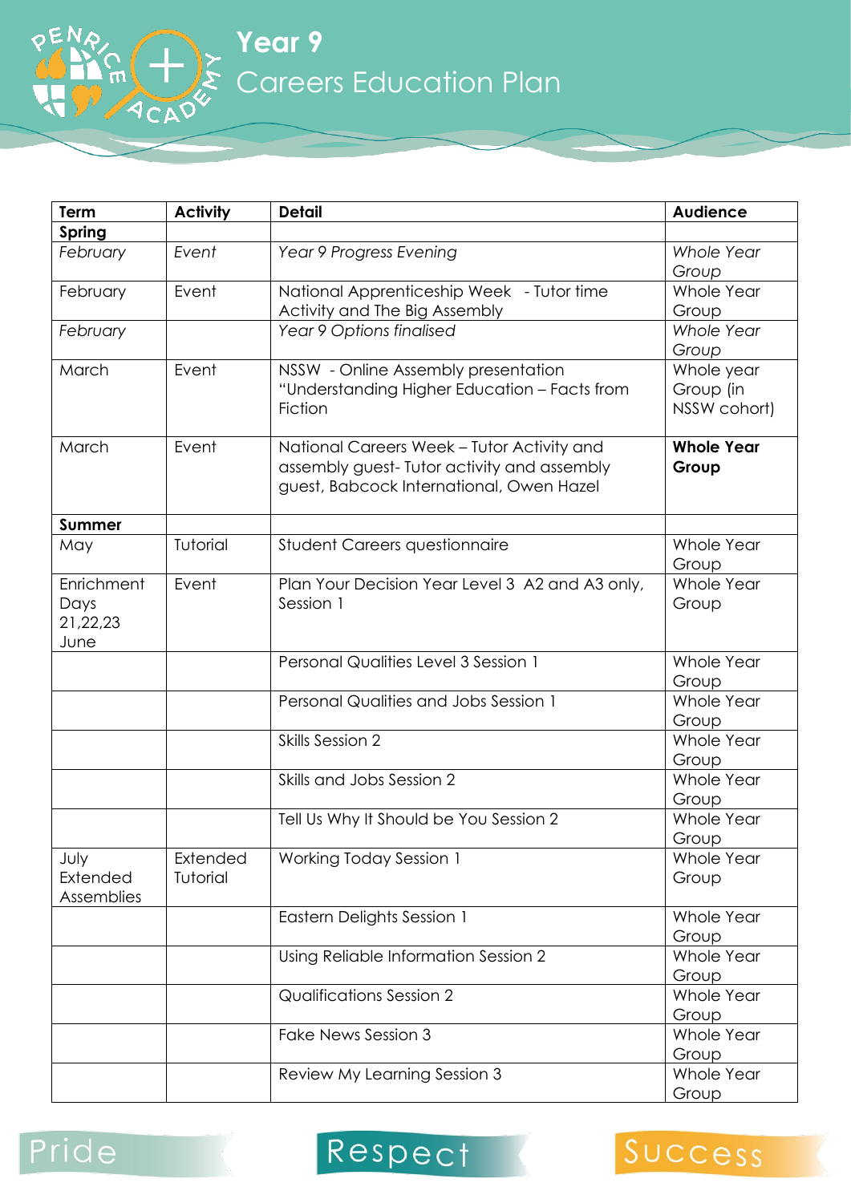# Year 9

## Careers Education Plan

| Term | Activity | Detail | Audience |
|---|---|---|---|
| **Spring** | | | |
| *February* | *Event* | *Year 9 Progress Evening* | *Whole Year Group* |
| February | Event | National Apprenticeship Week - Tutor time Activity and The Big Assembly | Whole Year Group |
| *February* | | *Year 9 Options finalised* | *Whole Year Group* |
| March | Event | NSSW - Online Assembly presentation "Understanding Higher Education – Facts from Fiction | Whole year Group (in NSSW cohort) |
| March | Event | National Careers Week – Tutor Activity and assembly guest- Tutor activity and assembly guest, Babcock International, Owen Hazel | **Whole Year Group** |
| **Summer** | | | |
| May | Tutorial | Student Careers questionnaire | Whole Year Group |
| Enrichment Days 21,22,23 June | Event | Plan Your Decision Year Level 3 A2 and A3 only, Session 1 | Whole Year Group |
| | | Personal Qualities Level 3 Session 1 | Whole Year Group |
| | | Personal Qualities and Jobs Session 1 | Whole Year Group |
| | | Skills Session 2 | Whole Year Group |
| | | Skills and Jobs Session 2 | Whole Year Group |
| | | Tell Us Why It Should be You Session 2 | Whole Year Group |
| July Extended Assemblies | Extended Tutorial | Working Today Session 1 | Whole Year Group |
| | | Eastern Delights Session 1 | Whole Year Group |
| | | Using Reliable Information Session 2 | Whole Year Group |
| | | Qualifications Session 2 | Whole Year Group |
| | | Fake News Session 3 | Whole Year Group |
| | | Review My Learning Session 3 | Whole Year Group |

Pride Respect Success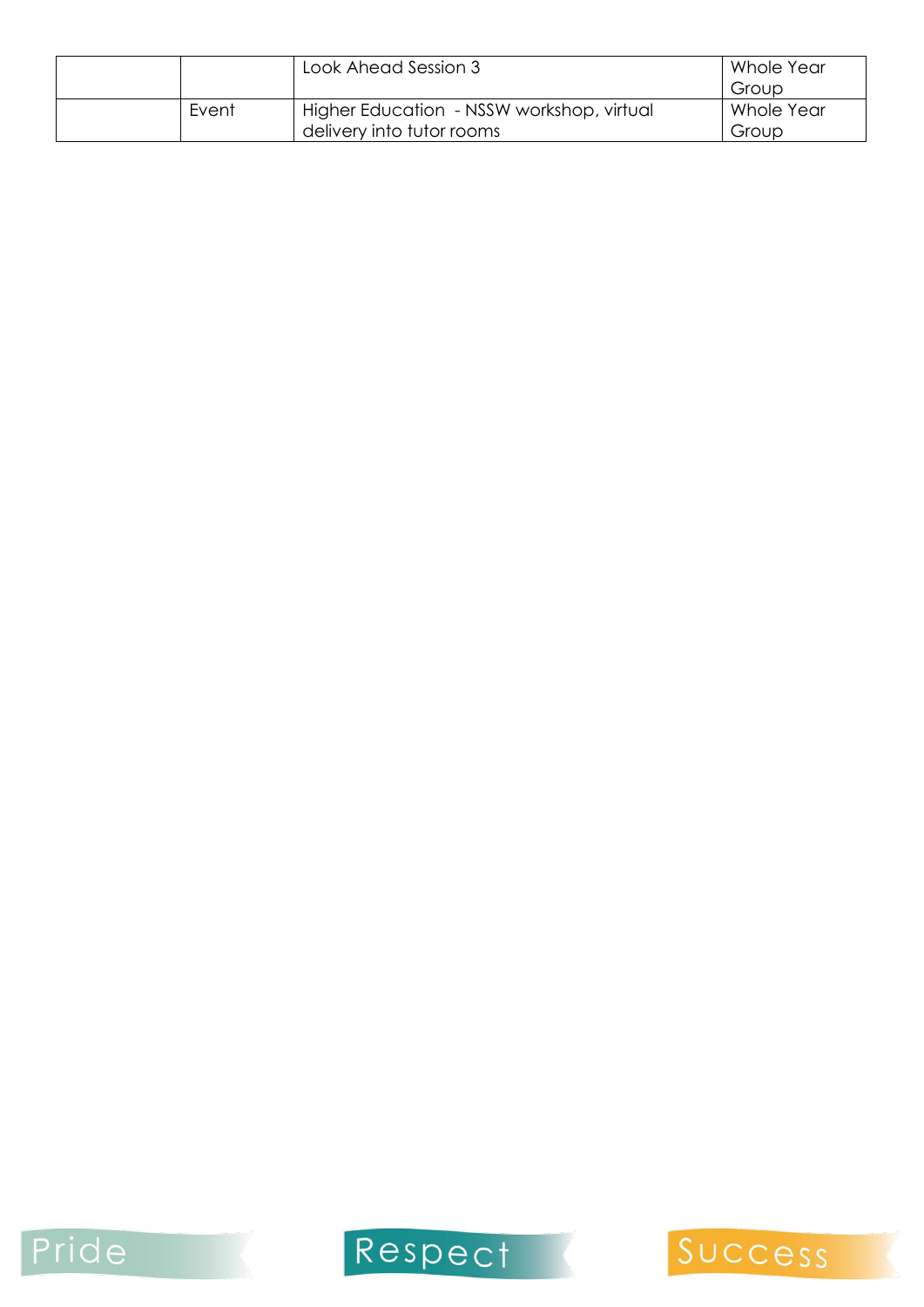| | | | |
|---|---|---|---|
| | | Look Ahead Session 3 | Whole Year Group |
| | Event | Higher Education - NSSW workshop, virtual delivery into tutor rooms | Whole Year Group |